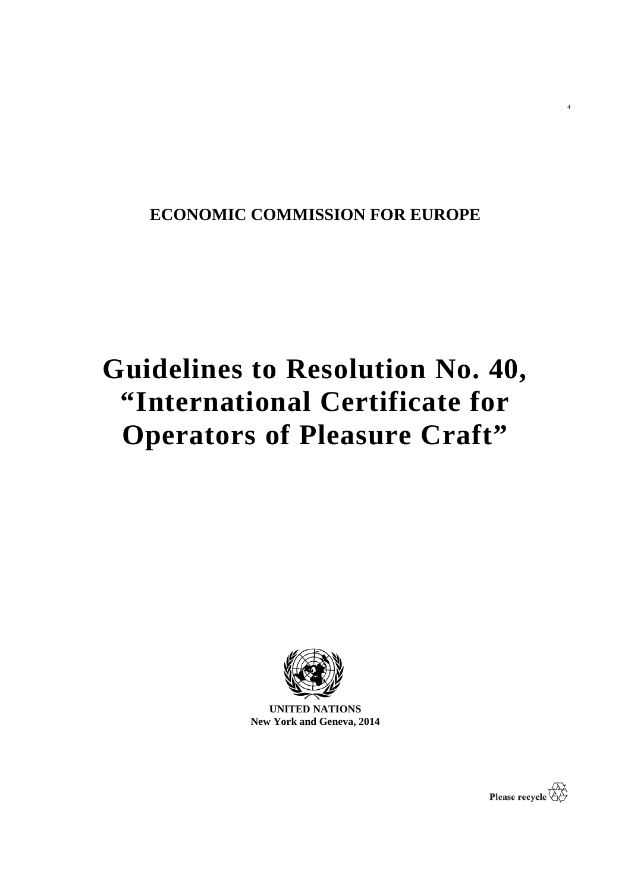**ECONOMIC COMMISSION FOR EUROPE**

# Guidelines to Resolution No. 40, "International Certificate for Operators of Pleasure Craft"

**UNITED NATIONS**
**New York and Geneva, 2014**

Please recycle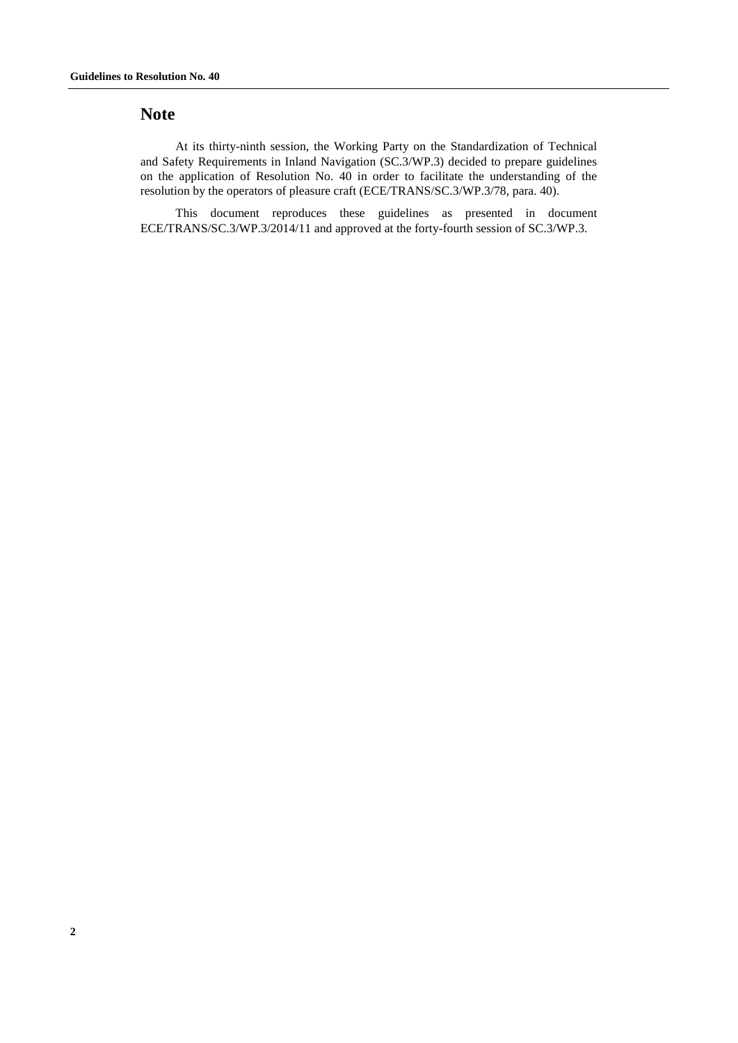# Note

At its thirty-ninth session, the Working Party on the Standardization of Technical and Safety Requirements in Inland Navigation (SC.3/WP.3) decided to prepare guidelines on the application of Resolution No. 40 in order to facilitate the understanding of the resolution by the operators of pleasure craft (ECE/TRANS/SC.3/WP.3/78, para. 40).

This document reproduces these guidelines as presented in document ECE/TRANS/SC.3/WP.3/2014/11 and approved at the forty-fourth session of SC.3/WP.3.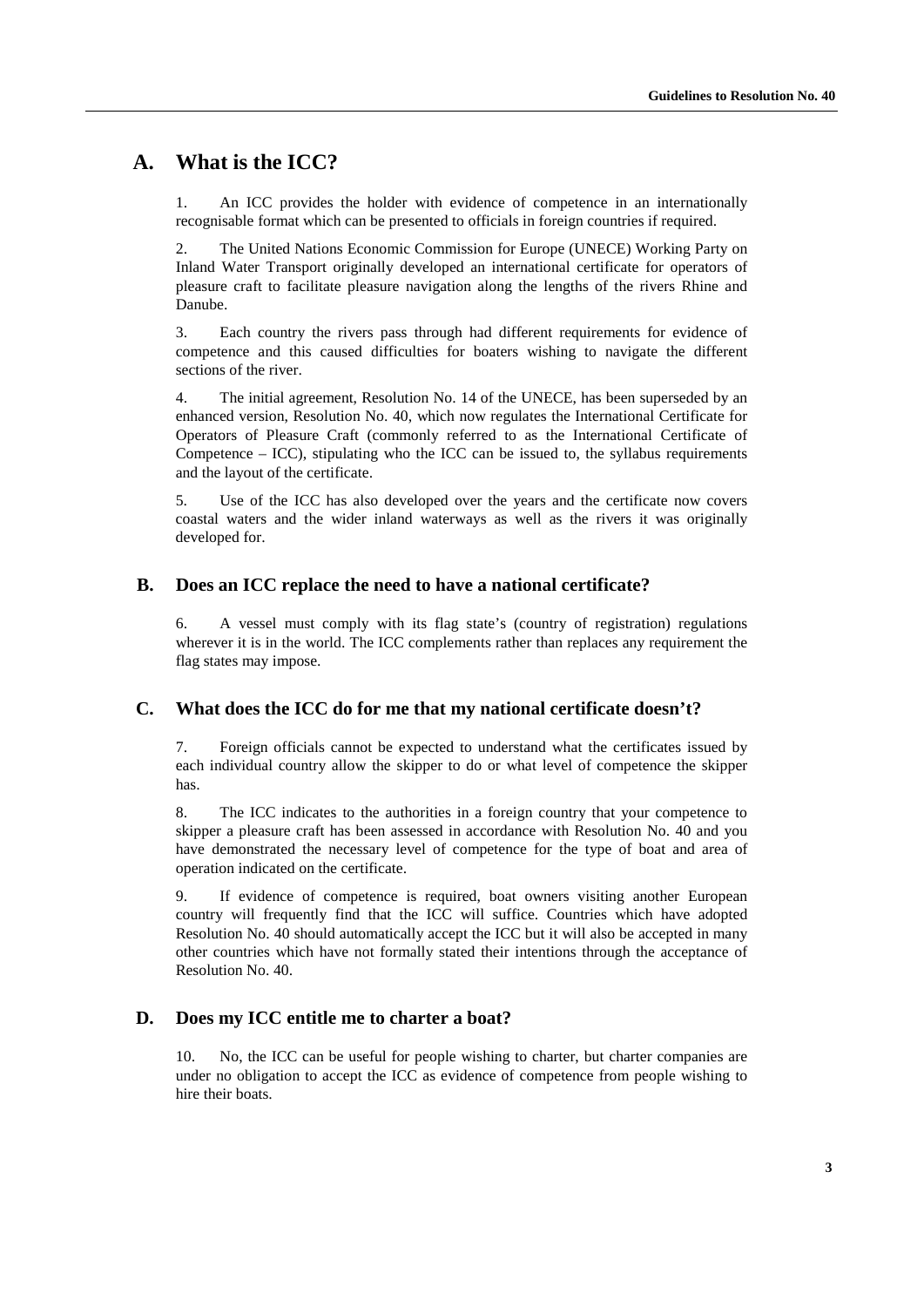## A. What is the ICC?

1. An ICC provides the holder with evidence of competence in an internationally recognisable format which can be presented to officials in foreign countries if required.

2. The United Nations Economic Commission for Europe (UNECE) Working Party on Inland Water Transport originally developed an international certificate for operators of pleasure craft to facilitate pleasure navigation along the lengths of the rivers Rhine and Danube.

3. Each country the rivers pass through had different requirements for evidence of competence and this caused difficulties for boaters wishing to navigate the different sections of the river.

4. The initial agreement, Resolution No. 14 of the UNECE, has been superseded by an enhanced version, Resolution No. 40, which now regulates the International Certificate for Operators of Pleasure Craft (commonly referred to as the International Certificate of Competence – ICC), stipulating who the ICC can be issued to, the syllabus requirements and the layout of the certificate.

5. Use of the ICC has also developed over the years and the certificate now covers coastal waters and the wider inland waterways as well as the rivers it was originally developed for.

### B. Does an ICC replace the need to have a national certificate?

6. A vessel must comply with its flag state's (country of registration) regulations wherever it is in the world. The ICC complements rather than replaces any requirement the flag states may impose.

### C. What does the ICC do for me that my national certificate doesn't?

7. Foreign officials cannot be expected to understand what the certificates issued by each individual country allow the skipper to do or what level of competence the skipper has.

8. The ICC indicates to the authorities in a foreign country that your competence to skipper a pleasure craft has been assessed in accordance with Resolution No. 40 and you have demonstrated the necessary level of competence for the type of boat and area of operation indicated on the certificate.

9. If evidence of competence is required, boat owners visiting another European country will frequently find that the ICC will suffice. Countries which have adopted Resolution No. 40 should automatically accept the ICC but it will also be accepted in many other countries which have not formally stated their intentions through the acceptance of Resolution No. 40.

### D. Does my ICC entitle me to charter a boat?

10. No, the ICC can be useful for people wishing to charter, but charter companies are under no obligation to accept the ICC as evidence of competence from people wishing to hire their boats.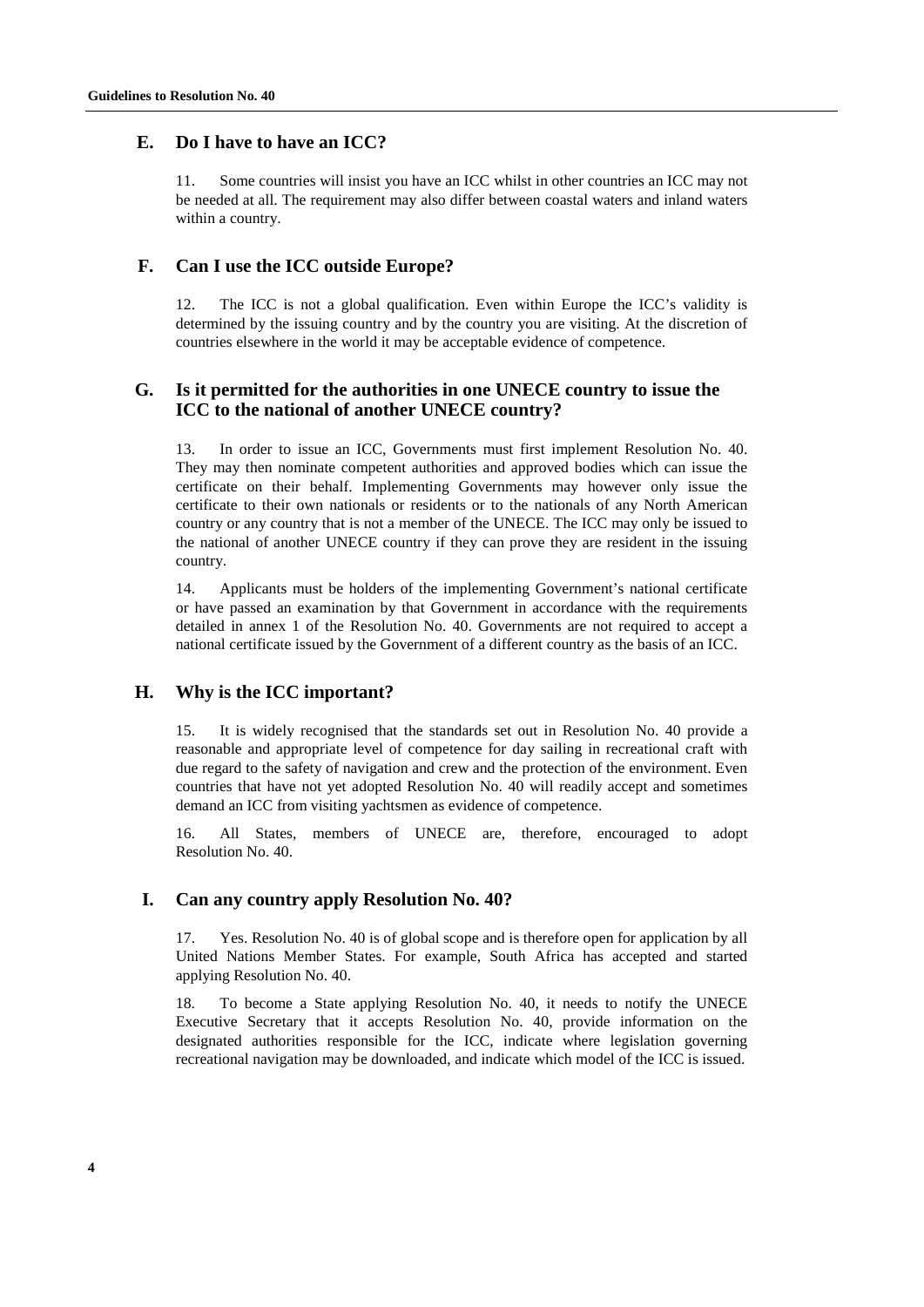## E. Do I have to have an ICC?

11. Some countries will insist you have an ICC whilst in other countries an ICC may not be needed at all. The requirement may also differ between coastal waters and inland waters within a country.

## F. Can I use the ICC outside Europe?

12. The ICC is not a global qualification. Even within Europe the ICC's validity is determined by the issuing country and by the country you are visiting. At the discretion of countries elsewhere in the world it may be acceptable evidence of competence.

## G. Is it permitted for the authorities in one UNECE country to issue the ICC to the national of another UNECE country?

13. In order to issue an ICC, Governments must first implement Resolution No. 40. They may then nominate competent authorities and approved bodies which can issue the certificate on their behalf. Implementing Governments may however only issue the certificate to their own nationals or residents or to the nationals of any North American country or any country that is not a member of the UNECE. The ICC may only be issued to the national of another UNECE country if they can prove they are resident in the issuing country.

14. Applicants must be holders of the implementing Government's national certificate or have passed an examination by that Government in accordance with the requirements detailed in annex 1 of the Resolution No. 40. Governments are not required to accept a national certificate issued by the Government of a different country as the basis of an ICC.

## H. Why is the ICC important?

15. It is widely recognised that the standards set out in Resolution No. 40 provide a reasonable and appropriate level of competence for day sailing in recreational craft with due regard to the safety of navigation and crew and the protection of the environment. Even countries that have not yet adopted Resolution No. 40 will readily accept and sometimes demand an ICC from visiting yachtsmen as evidence of competence.

16. All States, members of UNECE are, therefore, encouraged to adopt Resolution No. 40.

## I. Can any country apply Resolution No. 40?

17. Yes. Resolution No. 40 is of global scope and is therefore open for application by all United Nations Member States. For example, South Africa has accepted and started applying Resolution No. 40.

18. To become a State applying Resolution No. 40, it needs to notify the UNECE Executive Secretary that it accepts Resolution No. 40, provide information on the designated authorities responsible for the ICC, indicate where legislation governing recreational navigation may be downloaded, and indicate which model of the ICC is issued.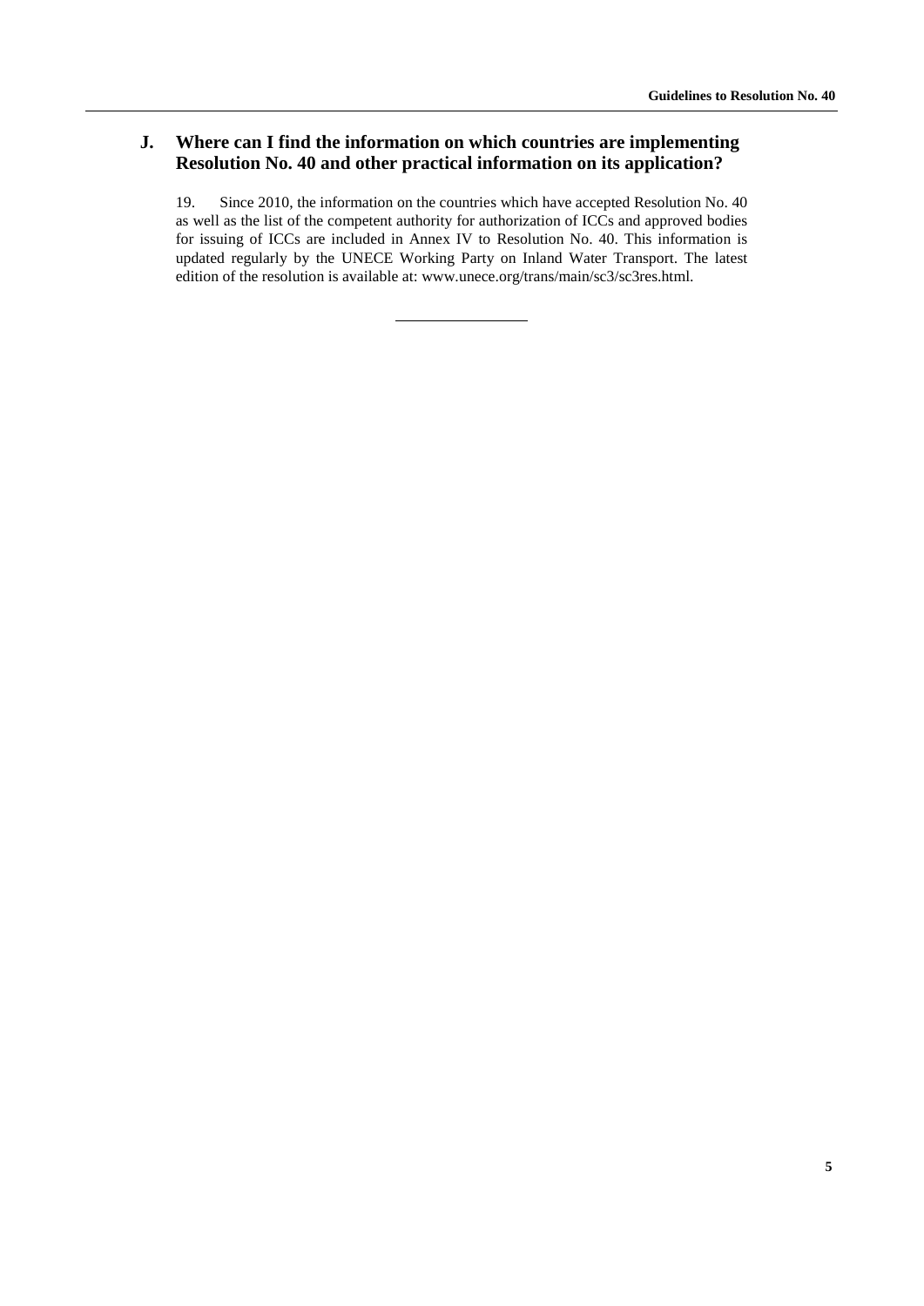## J. Where can I find the information on which countries are implementing Resolution No. 40 and other practical information on its application?

19. Since 2010, the information on the countries which have accepted Resolution No. 40 as well as the list of the competent authority for authorization of ICCs and approved bodies for issuing of ICCs are included in Annex IV to Resolution No. 40. This information is updated regularly by the UNECE Working Party on Inland Water Transport. The latest edition of the resolution is available at: www.unece.org/trans/main/sc3/sc3res.html.